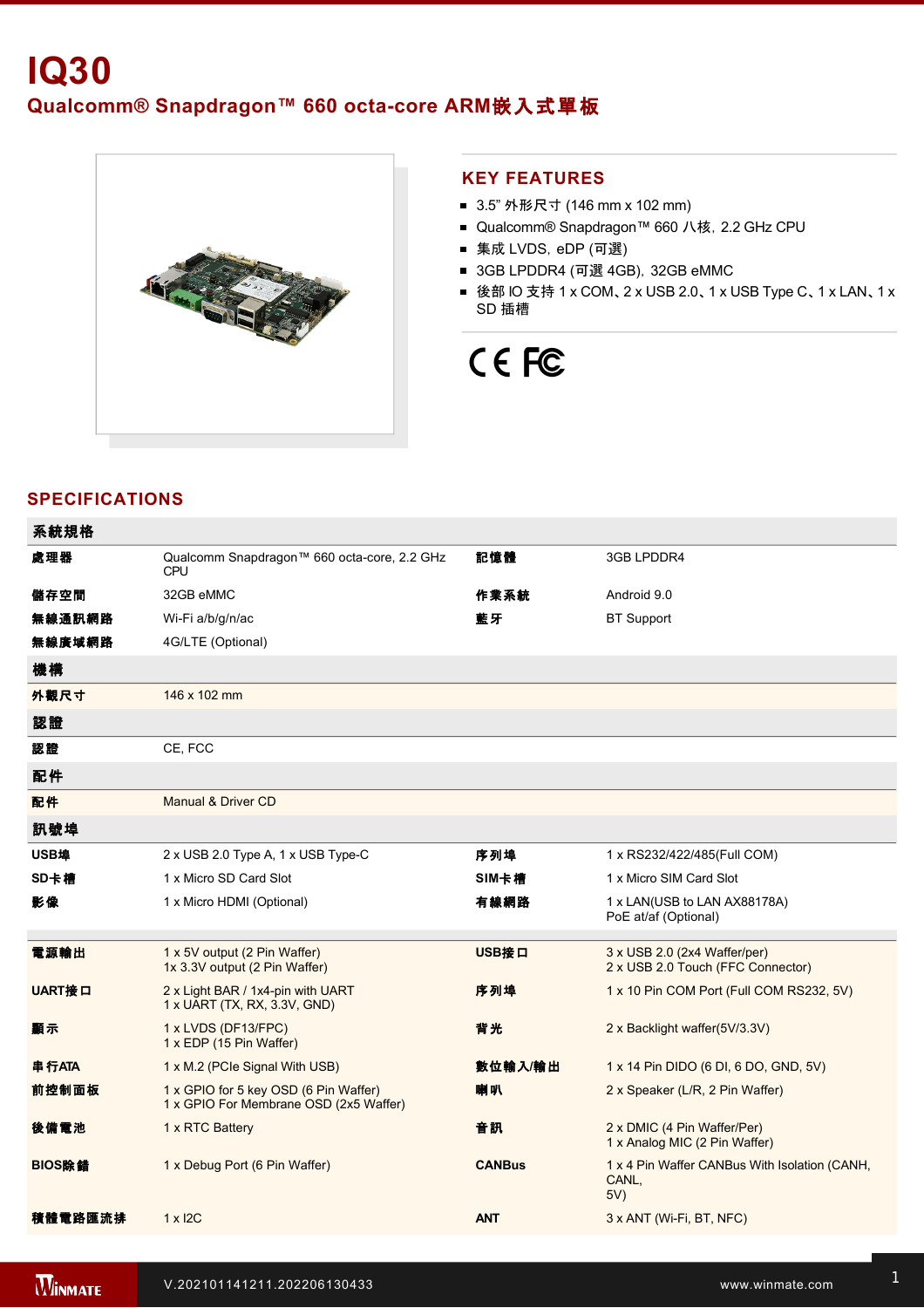# IQ30

## Qualcomm® Snapdragon™ 660 octa-core ARM嵌入式單板

## KEY FEATURES

- 3.5" 外形尺寸 (146 mm x 102 mm)
- Qualcomm® Snapdragon™ 660 八核, 2.2 GHz CPU
- 集成 LVDS, eDP (可選)
- 3GB LPDDR4 (可選 4GB), 32GB eMMC
- 後部 IO 支持 1 x COM、2 x USB 2.0、1 x USB Type C、1 x LAN、1 x SD 插槽

CE FC

## SPECIFICATIONS

| **系統規格** | | | |
|---|---|---|---|
| **處理器** | Qualcomm Snapdragon™ 660 octa-core, 2.2 GHz CPU | **記憶體** | 3GB LPDDR4 |
| **儲存空間** | 32GB eMMC | **作業系統** | Android 9.0 |
| **無線通訊網路** | Wi-Fi a/b/g/n/ac | **藍牙** | BT Support |
| **無線廣域網路** | 4G/LTE (Optional) | | |
| **機構** | | | |
| **外觀尺寸** | 146 x 102 mm | | |
| **認證** | | | |
| **認證** | CE, FCC | | |
| **配件** | | | |
| **配件** | Manual & Driver CD | | |
| **訊號埠** | | | |
| **USB埠** | 2 x USB 2.0 Type A, 1 x USB Type-C | **序列埠** | 1 x RS232/422/485(Full COM) |
| **SD卡槽** | 1 x Micro SD Card Slot | **SIM卡槽** | 1 x Micro SIM Card Slot |
| **影像** | 1 x Micro HDMI (Optional) | **有線網路** | 1 x LAN(USB to LAN AX88178A)<br>PoE at/af (Optional) |
| | | | |
| **電源輸出** | 1 x 5V output (2 Pin Waffer)<br>1x 3.3V output (2 Pin Waffer) | **USB接口** | 3 x USB 2.0 (2x4 Waffer/per)<br>2 x USB 2.0 Touch (FFC Connector) |
| **UART接口** | 2 x Light BAR / 1x4-pin with UART<br>1 x UART (TX, RX, 3.3V, GND) | **序列埠** | 1 x 10 Pin COM Port (Full COM RS232, 5V) |
| **顯示** | 1 x LVDS (DF13/FPC)<br>1 x EDP (15 Pin Waffer) | **背光** | 2 x Backlight waffer(5V/3.3V) |
| **串行ATA** | 1 x M.2 (PCIe Signal With USB) | **數位輸入/輸出** | 1 x 14 Pin DIDO (6 DI, 6 DO, GND, 5V) |
| **前控制面板** | 1 x GPIO for 5 key OSD (6 Pin Waffer)<br>1 x GPIO For Membrane OSD (2x5 Waffer) | **喇叭** | 2 x Speaker (L/R, 2 Pin Waffer) |
| **後備電池** | 1 x RTC Battery | **音訊** | 2 x DMIC (4 Pin Waffer/Per)<br>1 x Analog MIC (2 Pin Waffer) |
| **BIOS除錯** | 1 x Debug Port (6 Pin Waffer) | **CANBus** | 1 x 4 Pin Waffer CANBus With Isolation (CANH, CANL,<br>5V) |
| **積體電路匯流排** | 1 x I2C | **ANT** | 3 x ANT (Wi-Fi, BT, NFC) |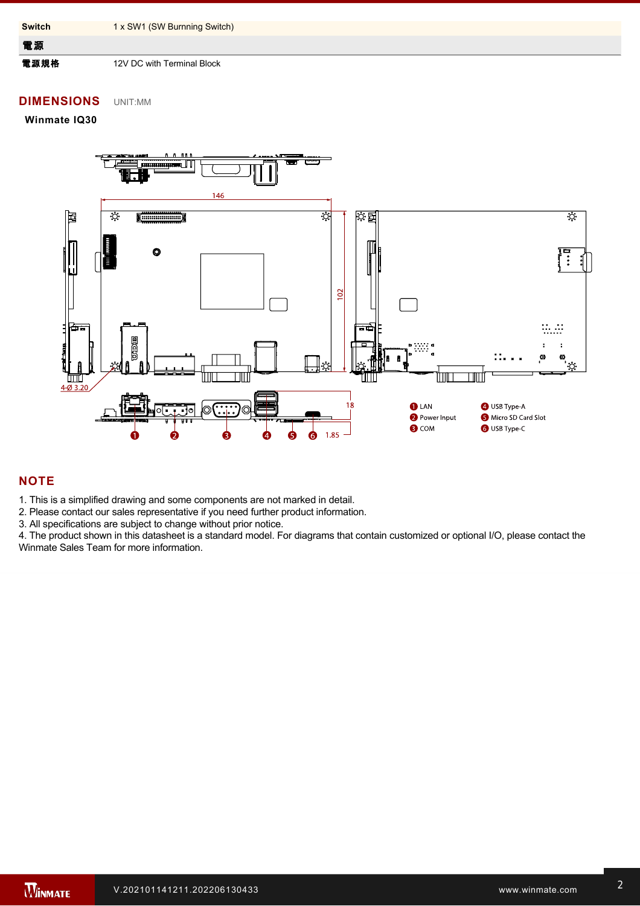| | |
|---|---|
| Switch | 1 x SW1 (SW Burnning Switch) |
| **電源** | |
| 電源規格 | 12V DC with Terminal Block |

## DIMENSIONS UNIT:MM

**Winmate IQ30**

146

102

4-Ø 3.20

18

1.85

1 LAN
2 Power Input
3 COM
4 USB Type-A
5 Micro SD Card Slot
6 USB Type-C

## NOTE

1. This is a simplified drawing and some components are not marked in detail.
2. Please contact our sales representative if you need further product information.
3. All specifications are subject to change without prior notice.
4. The product shown in this datasheet is a standard model. For diagrams that contain customized or optional I/O, please contact the Winmate Sales Team for more information.